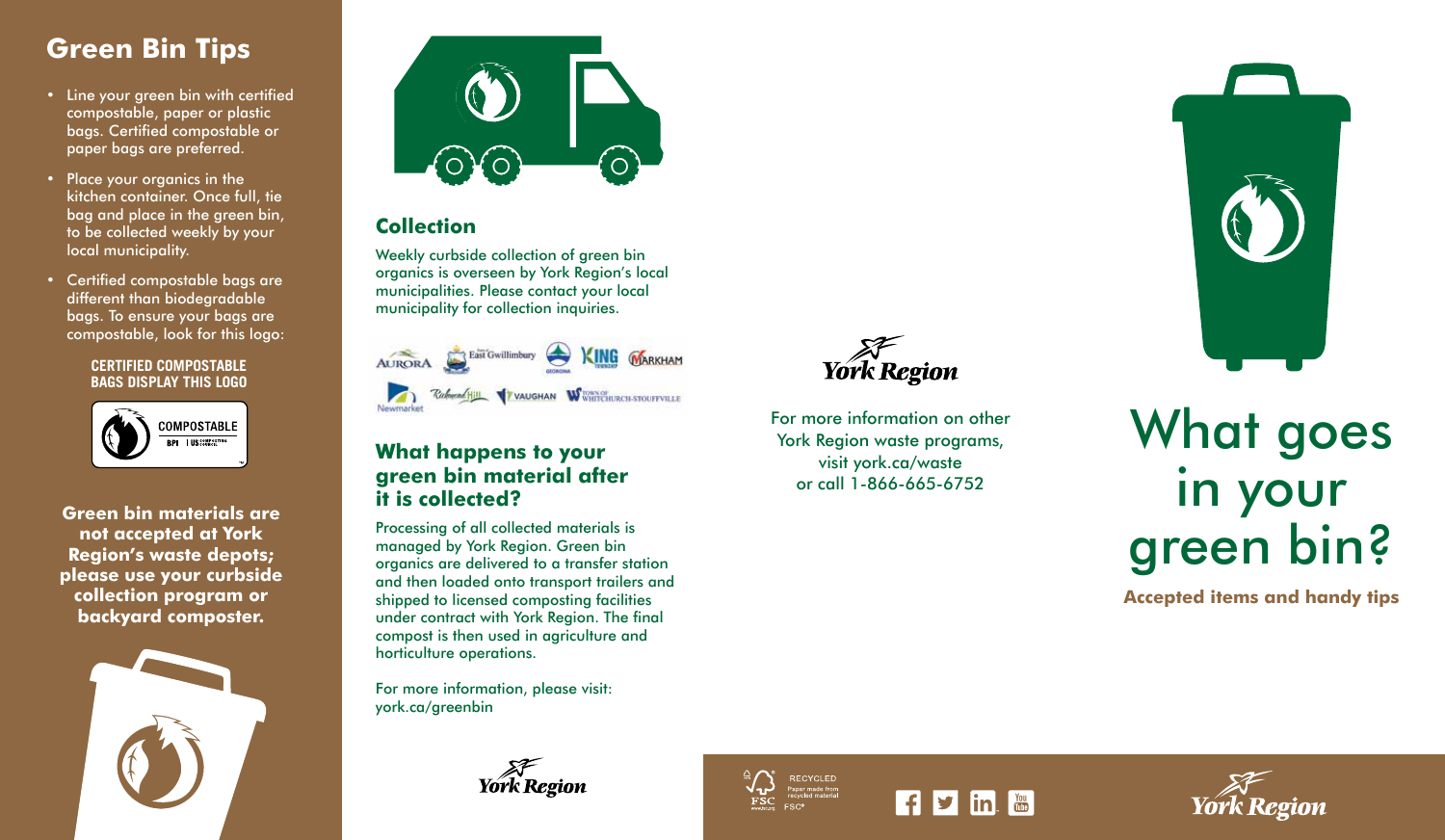## Green Bin Tips

- Line your green bin with certified compostable, paper or plastic bags. Certified compostable or paper bags are preferred.
- Place your organics in the kitchen container. Once full, tie bag and place in the green bin, to be collected weekly by your local municipality.
- Certified compostable bags are different than biodegradable bags. To ensure your bags are compostable, look for this logo:

**CERTIFIED COMPOSTABLE BAGS DISPLAY THIS LOGO**

COMPOSTABLE
BPI | US COMPOSTING COUNCIL

**Green bin materials are not accepted at York Region's waste depots; please use your curbside collection program or backyard composter.**

## Collection

Weekly curbside collection of green bin organics is overseen by York Region's local municipalities. Please contact your local municipality for collection inquiries.

Aurora | East Gwillimbury | Georgina | King Township | Markham | Newmarket | Richmond Hill | Vaughan | Town of Whitchurch-Stouffville

## What happens to your green bin material after it is collected?

Processing of all collected materials is managed by York Region. Green bin organics are delivered to a transfer station and then loaded onto transport trailers and shipped to licensed composting facilities under contract with York Region. The final compost is then used in agriculture and horticulture operations.

For more information, please visit: york.ca/greenbin

York Region

York Region

For more information on other York Region waste programs, visit york.ca/waste or call 1-866-665-6752

RECYCLED
Paper made from recycled material
FSC

York Region

# What goes in your green bin?

**Accepted items and handy tips**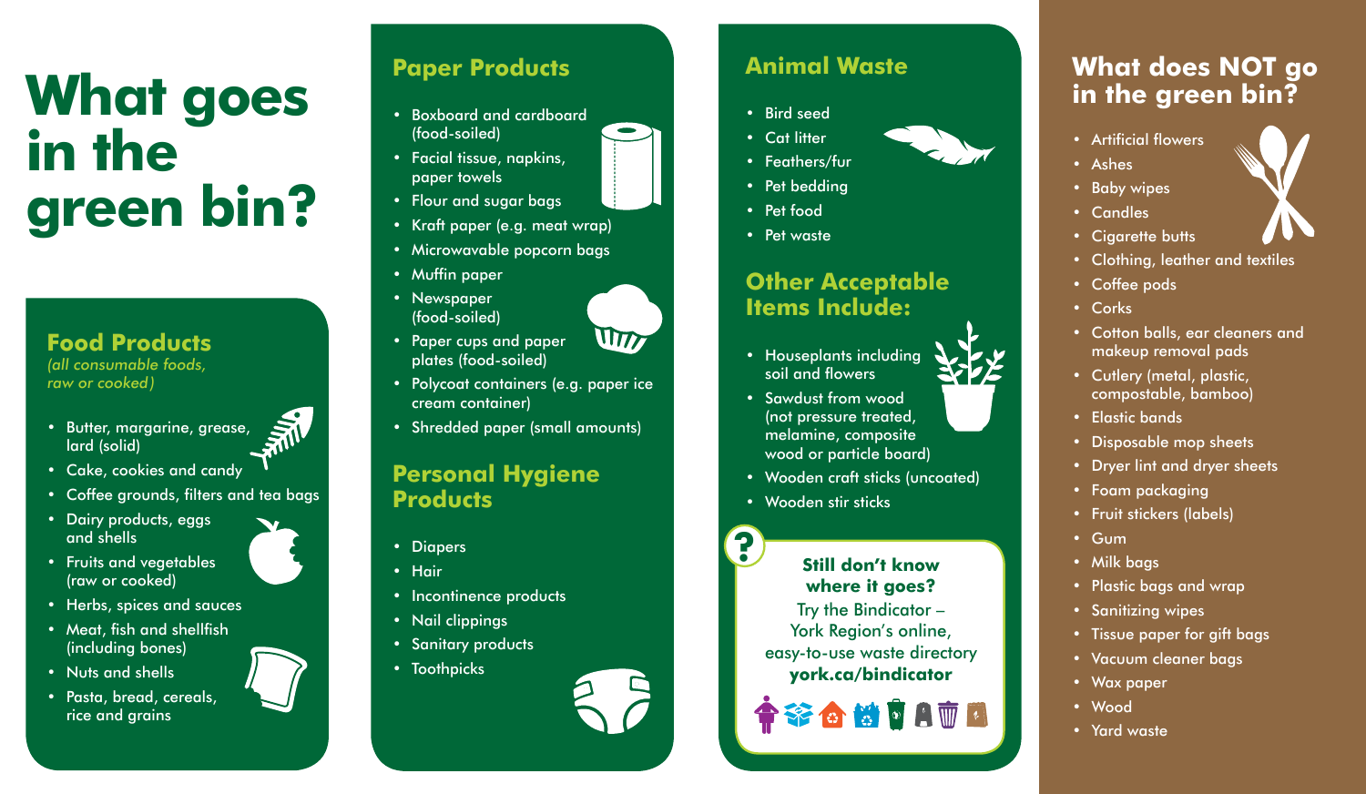# What goes in the green bin?

## Food Products

*(all consumable foods, raw or cooked)*

- Butter, margarine, grease, lard (solid)
- Cake, cookies and candy
- Coffee grounds, filters and tea bags
- Dairy products, eggs and shells
- Fruits and vegetables (raw or cooked)
- Herbs, spices and sauces
- Meat, fish and shellfish (including bones)
- Nuts and shells
- Pasta, bread, cereals, rice and grains

## Paper Products

- Boxboard and cardboard (food-soiled)
- Facial tissue, napkins, paper towels
- Flour and sugar bags
- Kraft paper (e.g. meat wrap)
- Microwavable popcorn bags
- Muffin paper
- Newspaper (food-soiled)
- Paper cups and paper plates (food-soiled)
- Polycoat containers (e.g. paper ice cream container)
- Shredded paper (small amounts)

## Personal Hygiene Products

- Diapers
- Hair
- Incontinence products
- Nail clippings
- Sanitary products
- Toothpicks

## Animal Waste

- Bird seed
- Cat litter
- Feathers/fur
- Pet bedding
- Pet food
- Pet waste

## Other Acceptable Items Include:

- Houseplants including soil and flowers
- Sawdust from wood (not pressure treated, melamine, composite wood or particle board)
- Wooden craft sticks (uncoated)
- Wooden stir sticks

**Still don't know where it goes?**

Try the Bindicator – York Region's online, easy-to-use waste directory

**york.ca/bindicator**

## What does NOT go in the green bin?

- Artificial flowers
- Ashes
- Baby wipes
- Candles
- Cigarette butts
- Clothing, leather and textiles
- Coffee pods
- Corks
- Cotton balls, ear cleaners and makeup removal pads
- Cutlery (metal, plastic, compostable, bamboo)
- Elastic bands
- Disposable mop sheets
- Dryer lint and dryer sheets
- Foam packaging
- Fruit stickers (labels)
- Gum
- Milk bags
- Plastic bags and wrap
- Sanitizing wipes
- Tissue paper for gift bags
- Vacuum cleaner bags
- Wax paper
- Wood
- Yard waste